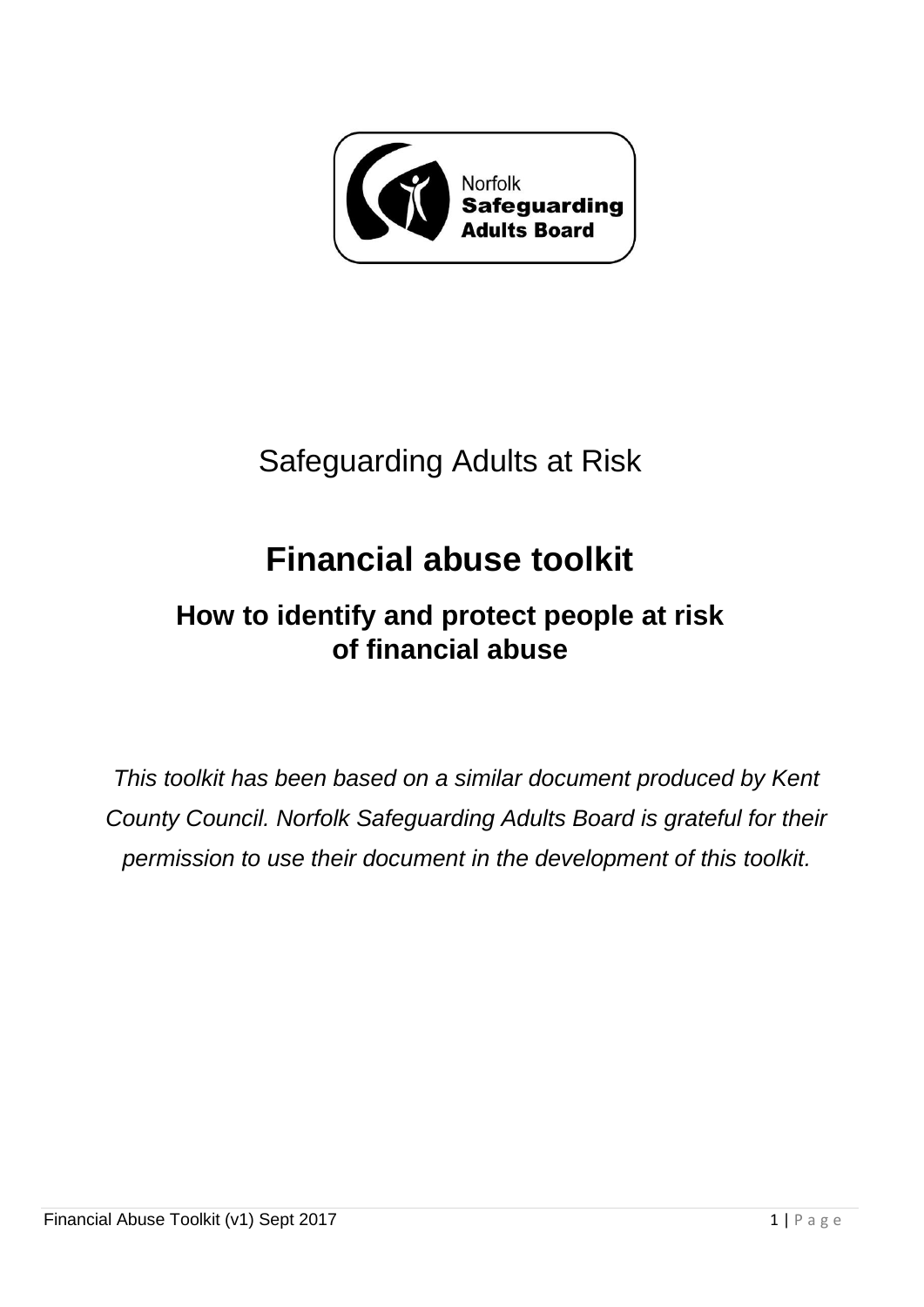Norfolk **Safeguarding Adults Board**

Safeguarding Adults at Risk

# Financial abuse toolkit

## How to identify and protect people at risk of financial abuse

*This toolkit has been based on a similar document produced by Kent County Council. Norfolk Safeguarding Adults Board is grateful for their permission to use their document in the development of this toolkit.*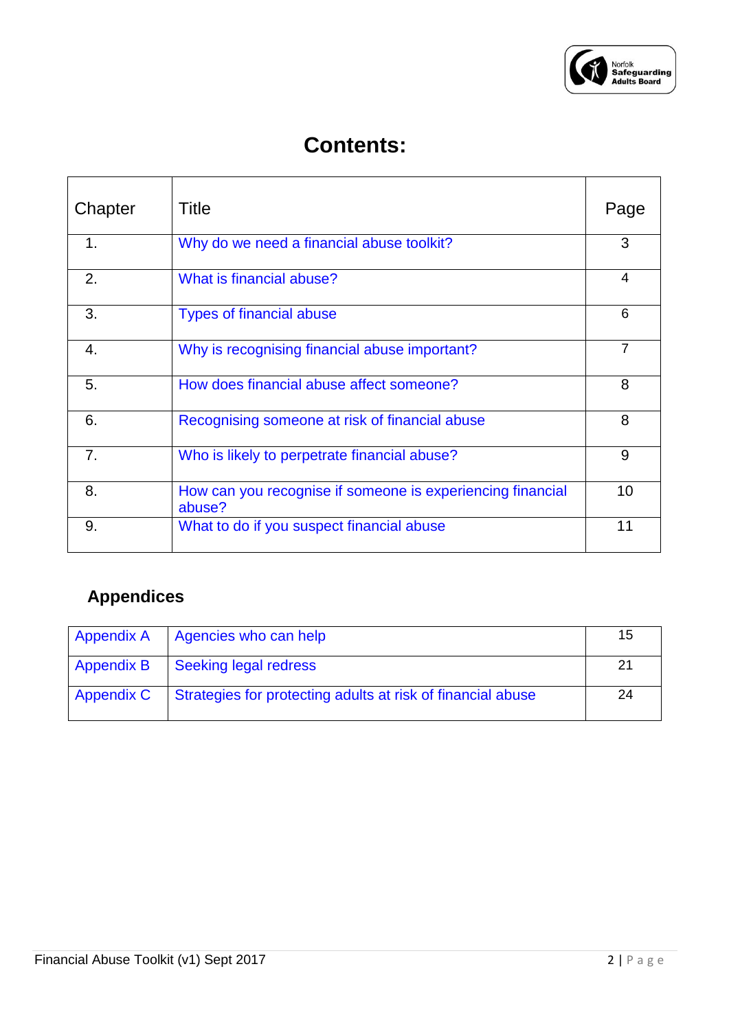# Contents:

| Chapter | Title | Page |
|---|---|---|
| 1. | Why do we need a financial abuse toolkit? | 3 |
| 2. | What is financial abuse? | 4 |
| 3. | Types of financial abuse | 6 |
| 4. | Why is recognising financial abuse important? | 7 |
| 5. | How does financial abuse affect someone? | 8 |
| 6. | Recognising someone at risk of financial abuse | 8 |
| 7. | Who is likely to perpetrate financial abuse? | 9 |
| 8. | How can you recognise if someone is experiencing financial abuse? | 10 |
| 9. | What to do if you suspect financial abuse | 11 |

## Appendices

| Appendix | Title | Page |
|---|---|---|
| Appendix A | Agencies who can help | 15 |
| Appendix B | Seeking legal redress | 21 |
| Appendix C | Strategies for protecting adults at risk of financial abuse | 24 |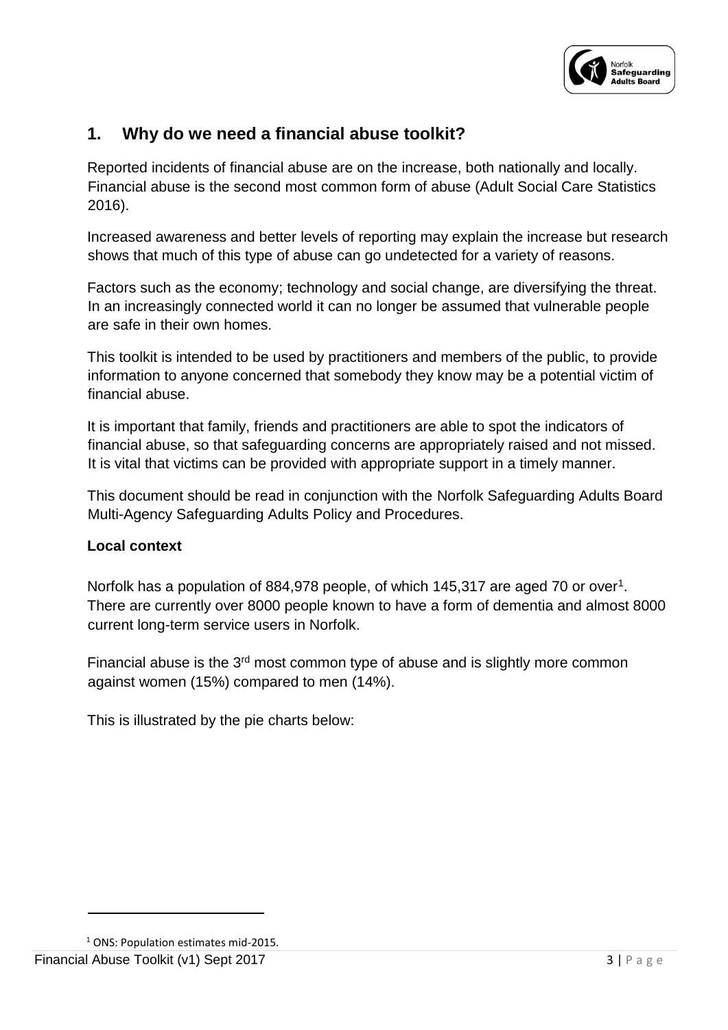## 1. Why do we need a financial abuse toolkit?

Reported incidents of financial abuse are on the increase, both nationally and locally. Financial abuse is the second most common form of abuse (Adult Social Care Statistics 2016).

Increased awareness and better levels of reporting may explain the increase but research shows that much of this type of abuse can go undetected for a variety of reasons.

Factors such as the economy; technology and social change, are diversifying the threat. In an increasingly connected world it can no longer be assumed that vulnerable people are safe in their own homes.

This toolkit is intended to be used by practitioners and members of the public, to provide information to anyone concerned that somebody they know may be a potential victim of financial abuse.

It is important that family, friends and practitioners are able to spot the indicators of financial abuse, so that safeguarding concerns are appropriately raised and not missed. It is vital that victims can be provided with appropriate support in a timely manner.

This document should be read in conjunction with the Norfolk Safeguarding Adults Board Multi-Agency Safeguarding Adults Policy and Procedures.

**Local context**

Norfolk has a population of 884,978 people, of which 145,317 are aged 70 or over[1]. There are currently over 8000 people known to have a form of dementia and almost 8000 current long-term service users in Norfolk.

Financial abuse is the 3rd most common type of abuse and is slightly more common against women (15%) compared to men (14%).

This is illustrated by the pie charts below:

[1] ONS: Population estimates mid-2015.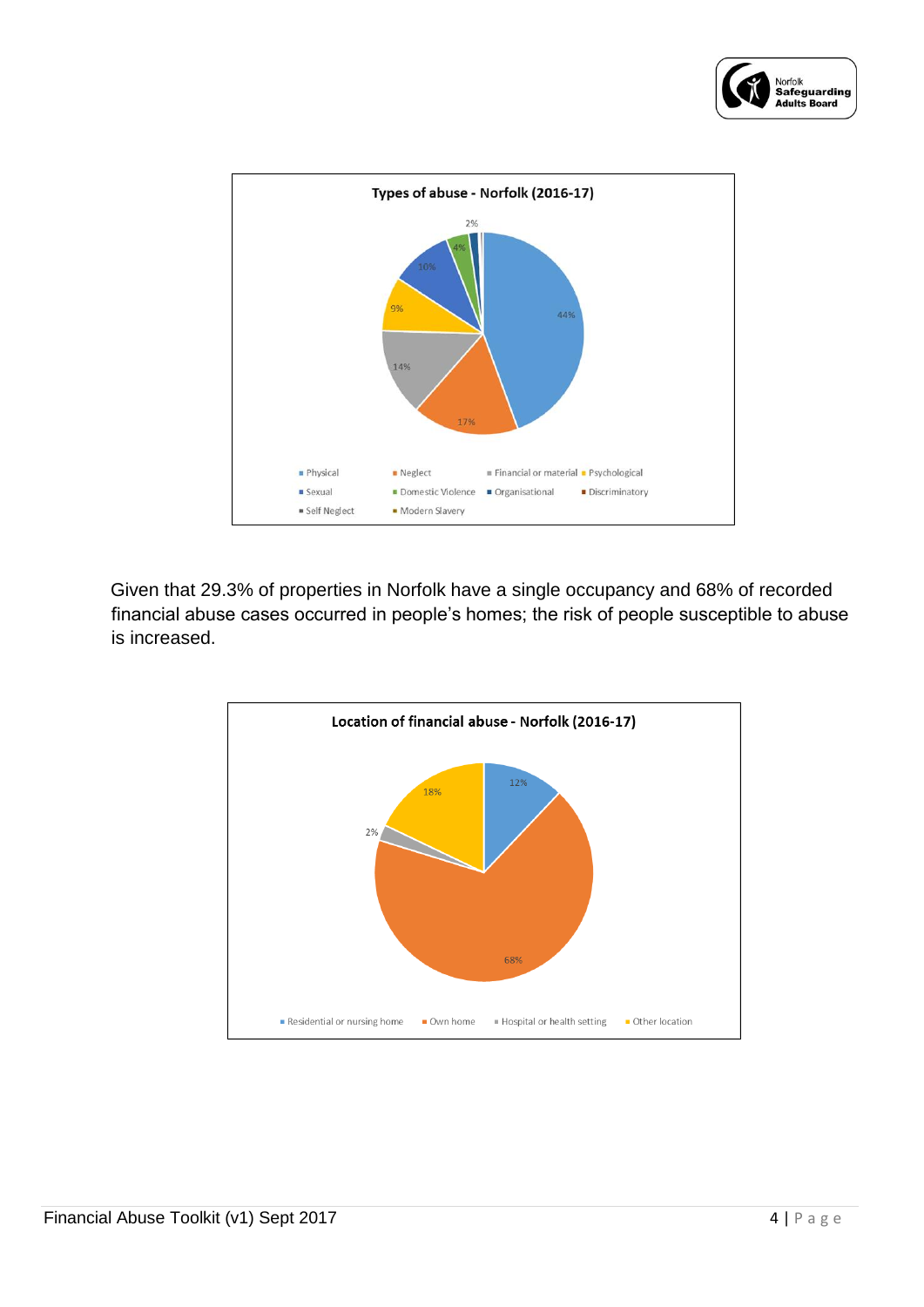**Types of abuse - Norfolk (2016-17)**

| Type of abuse | Percentage |
|---|---|
| Physical | 44% |
| Neglect | 17% |
| Financial or material | 14% |
| Psychological | 9% |
| Sexual | 10% |
| Domestic Violence | 4% |
| Organisational | 2% |
| Discriminatory | |
| Self Neglect | |
| Modern Slavery | |

Given that 29.3% of properties in Norfolk have a single occupancy and 68% of recorded financial abuse cases occurred in people's homes; the risk of people susceptible to abuse is increased.

**Location of financial abuse - Norfolk (2016-17)**

| Location | Percentage |
|---|---|
| Residential or nursing home | 12% |
| Own home | 68% |
| Hospital or health setting | 2% |
| Other location | 18% |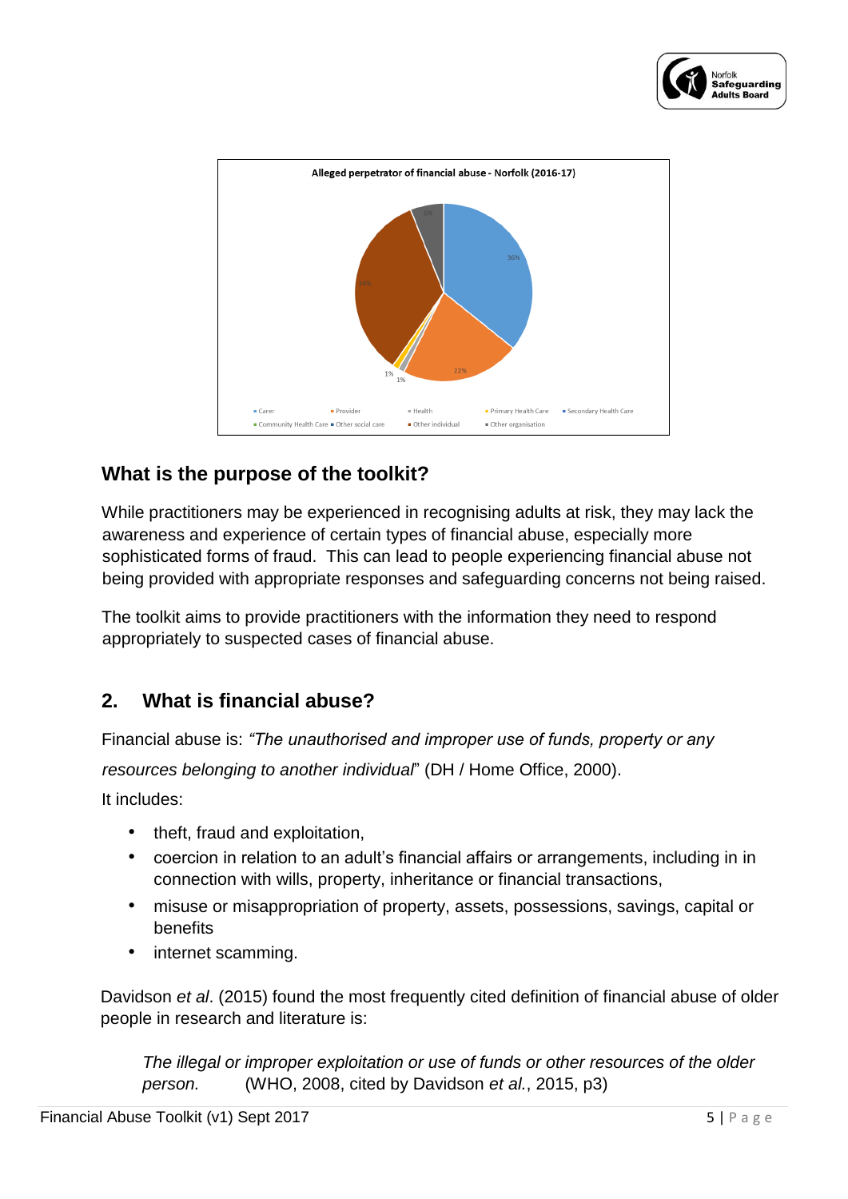Alleged perpetrator of financial abuse - Norfolk (2016-17)

36%, 22%, 1%, 1%, 34%, 6%

Carer, Provider, Health, Primary Health Care, Secondary Health Care, Community Health Care, Other social care, Other individual, Other organisation

## What is the purpose of the toolkit?

While practitioners may be experienced in recognising adults at risk, they may lack the awareness and experience of certain types of financial abuse, especially more sophisticated forms of fraud. This can lead to people experiencing financial abuse not being provided with appropriate responses and safeguarding concerns not being raised.

The toolkit aims to provide practitioners with the information they need to respond appropriately to suspected cases of financial abuse.

## 2. What is financial abuse?

Financial abuse is: *"The unauthorised and improper use of funds, property or any resources belonging to another individual*" (DH / Home Office, 2000).

It includes:

- theft, fraud and exploitation,
- coercion in relation to an adult's financial affairs or arrangements, including in in connection with wills, property, inheritance or financial transactions,
- misuse or misappropriation of property, assets, possessions, savings, capital or benefits
- internet scamming.

Davidson *et al*. (2015) found the most frequently cited definition of financial abuse of older people in research and literature is:

> *The illegal or improper exploitation or use of funds or other resources of the older person.* (WHO, 2008, cited by Davidson *et al*., 2015, p3)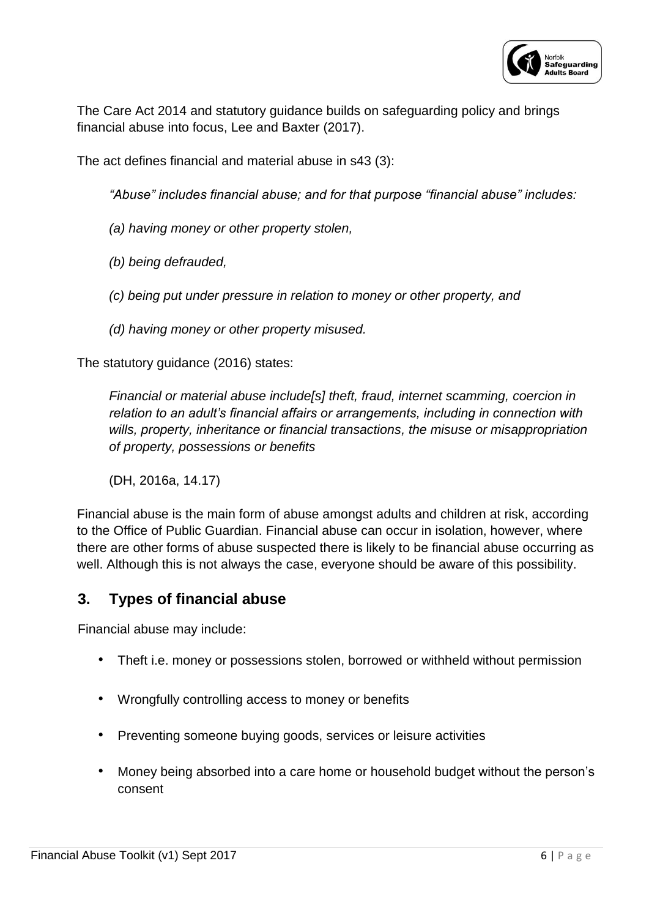The Care Act 2014 and statutory guidance builds on safeguarding policy and brings financial abuse into focus, Lee and Baxter (2017).

The act defines financial and material abuse in s43 (3):

> *"Abuse" includes financial abuse; and for that purpose "financial abuse" includes:*
>
> *(a) having money or other property stolen,*
>
> *(b) being defrauded,*
>
> *(c) being put under pressure in relation to money or other property, and*
>
> *(d) having money or other property misused.*

The statutory guidance (2016) states:

> *Financial or material abuse include[s] theft, fraud, internet scamming, coercion in relation to an adult's financial affairs or arrangements, including in connection with wills, property, inheritance or financial transactions, the misuse or misappropriation of property, possessions or benefits*
>
> (DH, 2016a, 14.17)

Financial abuse is the main form of abuse amongst adults and children at risk, according to the Office of Public Guardian. Financial abuse can occur in isolation, however, where there are other forms of abuse suspected there is likely to be financial abuse occurring as well. Although this is not always the case, everyone should be aware of this possibility.

## 3. Types of financial abuse

Financial abuse may include:

- Theft i.e. money or possessions stolen, borrowed or withheld without permission
- Wrongfully controlling access to money or benefits
- Preventing someone buying goods, services or leisure activities
- Money being absorbed into a care home or household budget without the person's consent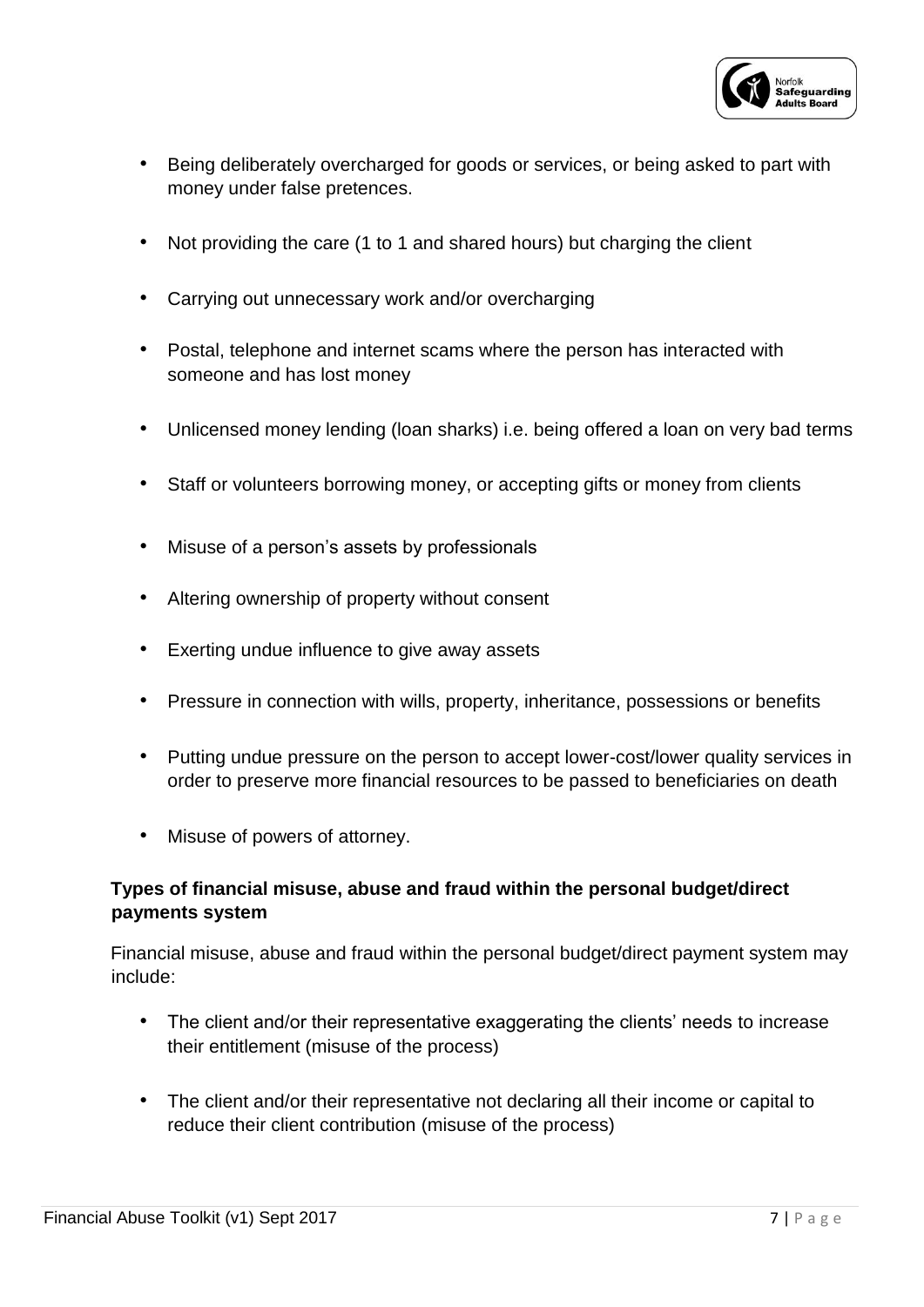- Being deliberately overcharged for goods or services, or being asked to part with money under false pretences.
- Not providing the care (1 to 1 and shared hours) but charging the client
- Carrying out unnecessary work and/or overcharging
- Postal, telephone and internet scams where the person has interacted with someone and has lost money
- Unlicensed money lending (loan sharks) i.e. being offered a loan on very bad terms
- Staff or volunteers borrowing money, or accepting gifts or money from clients
- Misuse of a person's assets by professionals
- Altering ownership of property without consent
- Exerting undue influence to give away assets
- Pressure in connection with wills, property, inheritance, possessions or benefits
- Putting undue pressure on the person to accept lower-cost/lower quality services in order to preserve more financial resources to be passed to beneficiaries on death
- Misuse of powers of attorney.

**Types of financial misuse, abuse and fraud within the personal budget/direct payments system**

Financial misuse, abuse and fraud within the personal budget/direct payment system may include:

- The client and/or their representative exaggerating the clients' needs to increase their entitlement (misuse of the process)
- The client and/or their representative not declaring all their income or capital to reduce their client contribution (misuse of the process)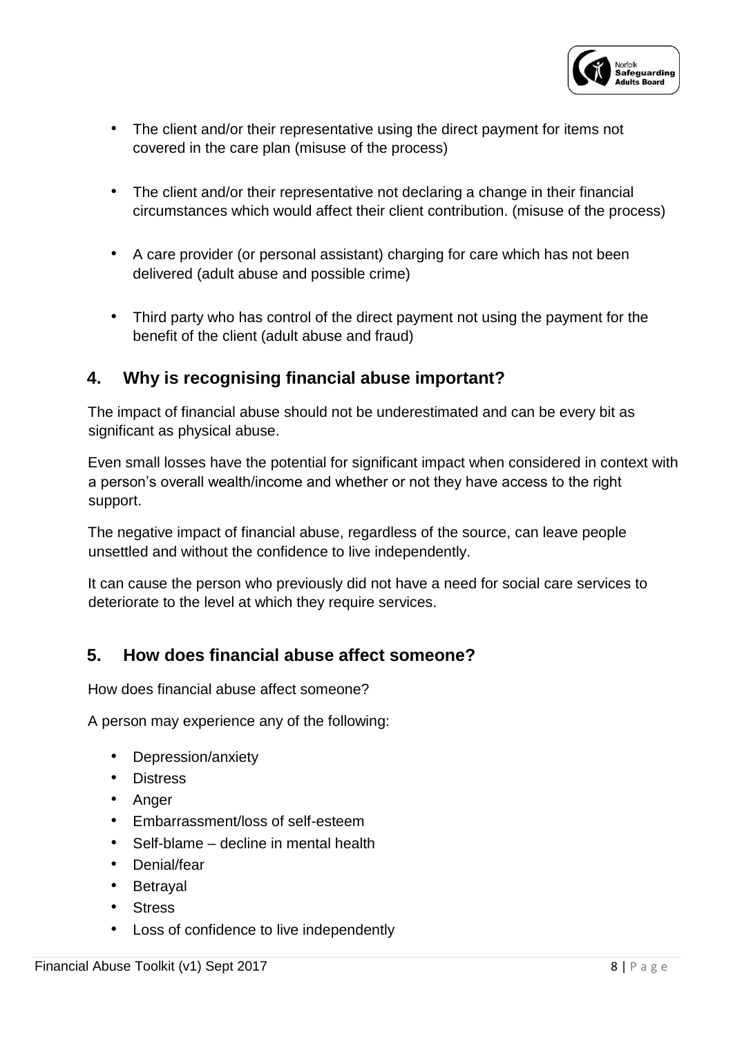- The client and/or their representative using the direct payment for items not covered in the care plan (misuse of the process)

- The client and/or their representative not declaring a change in their financial circumstances which would affect their client contribution. (misuse of the process)

- A care provider (or personal assistant) charging for care which has not been delivered (adult abuse and possible crime)

- Third party who has control of the direct payment not using the payment for the benefit of the client (adult abuse and fraud)

## 4. Why is recognising financial abuse important?

The impact of financial abuse should not be underestimated and can be every bit as significant as physical abuse.

Even small losses have the potential for significant impact when considered in context with a person's overall wealth/income and whether or not they have access to the right support.

The negative impact of financial abuse, regardless of the source, can leave people unsettled and without the confidence to live independently.

It can cause the person who previously did not have a need for social care services to deteriorate to the level at which they require services.

## 5. How does financial abuse affect someone?

How does financial abuse affect someone?

A person may experience any of the following:

- Depression/anxiety
- Distress
- Anger
- Embarrassment/loss of self-esteem
- Self-blame – decline in mental health
- Denial/fear
- Betrayal
- Stress
- Loss of confidence to live independently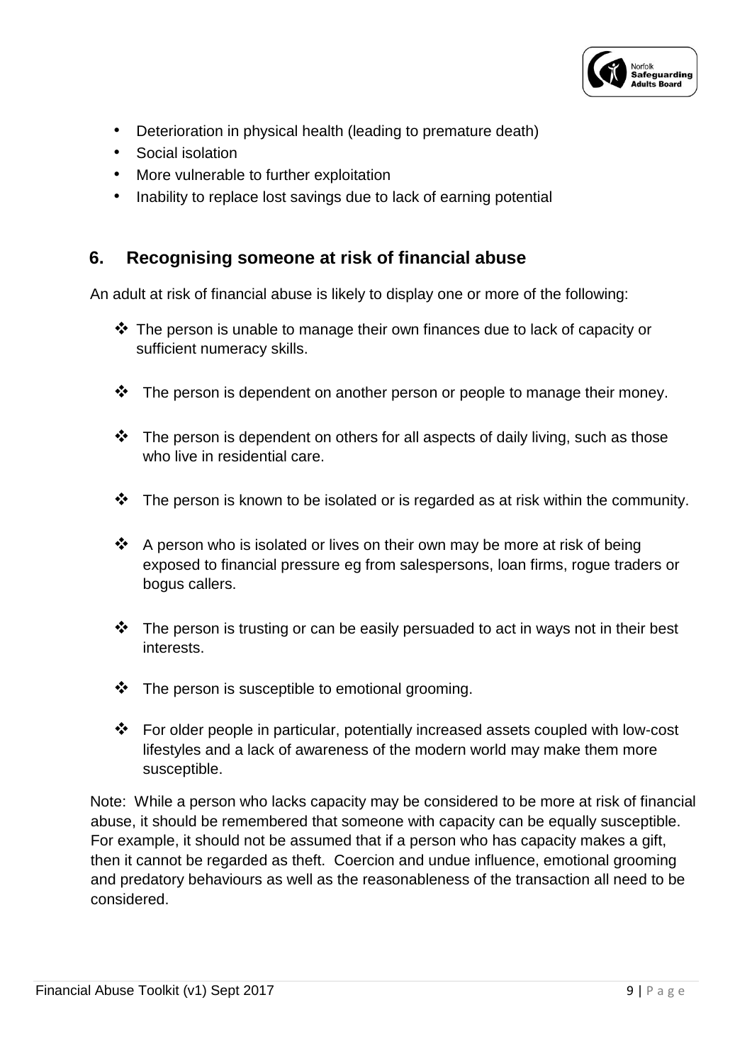- Deterioration in physical health (leading to premature death)
- Social isolation
- More vulnerable to further exploitation
- Inability to replace lost savings due to lack of earning potential

## 6. Recognising someone at risk of financial abuse

An adult at risk of financial abuse is likely to display one or more of the following:

- The person is unable to manage their own finances due to lack of capacity or sufficient numeracy skills.
- The person is dependent on another person or people to manage their money.
- The person is dependent on others for all aspects of daily living, such as those who live in residential care.
- The person is known to be isolated or is regarded as at risk within the community.
- A person who is isolated or lives on their own may be more at risk of being exposed to financial pressure eg from salespersons, loan firms, rogue traders or bogus callers.
- The person is trusting or can be easily persuaded to act in ways not in their best interests.
- The person is susceptible to emotional grooming.
- For older people in particular, potentially increased assets coupled with low-cost lifestyles and a lack of awareness of the modern world may make them more susceptible.

Note: While a person who lacks capacity may be considered to be more at risk of financial abuse, it should be remembered that someone with capacity can be equally susceptible. For example, it should not be assumed that if a person who has capacity makes a gift, then it cannot be regarded as theft. Coercion and undue influence, emotional grooming and predatory behaviours as well as the reasonableness of the transaction all need to be considered.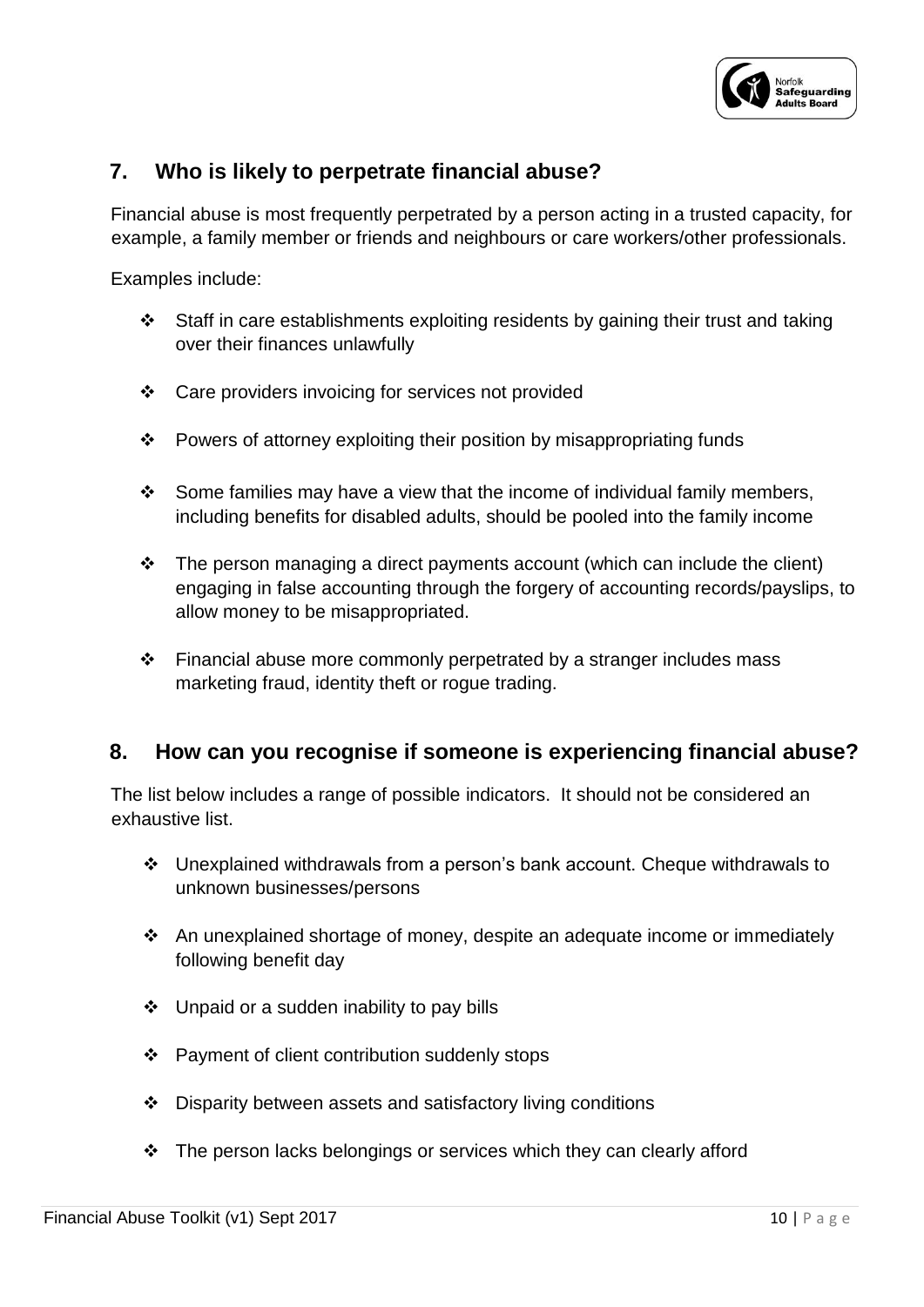## 7. Who is likely to perpetrate financial abuse?

Financial abuse is most frequently perpetrated by a person acting in a trusted capacity, for example, a family member or friends and neighbours or care workers/other professionals.

Examples include:

- Staff in care establishments exploiting residents by gaining their trust and taking over their finances unlawfully
- Care providers invoicing for services not provided
- Powers of attorney exploiting their position by misappropriating funds
- Some families may have a view that the income of individual family members, including benefits for disabled adults, should be pooled into the family income
- The person managing a direct payments account (which can include the client) engaging in false accounting through the forgery of accounting records/payslips, to allow money to be misappropriated.
- Financial abuse more commonly perpetrated by a stranger includes mass marketing fraud, identity theft or rogue trading.

## 8. How can you recognise if someone is experiencing financial abuse?

The list below includes a range of possible indicators. It should not be considered an exhaustive list.

- Unexplained withdrawals from a person's bank account. Cheque withdrawals to unknown businesses/persons
- An unexplained shortage of money, despite an adequate income or immediately following benefit day
- Unpaid or a sudden inability to pay bills
- Payment of client contribution suddenly stops
- Disparity between assets and satisfactory living conditions
- The person lacks belongings or services which they can clearly afford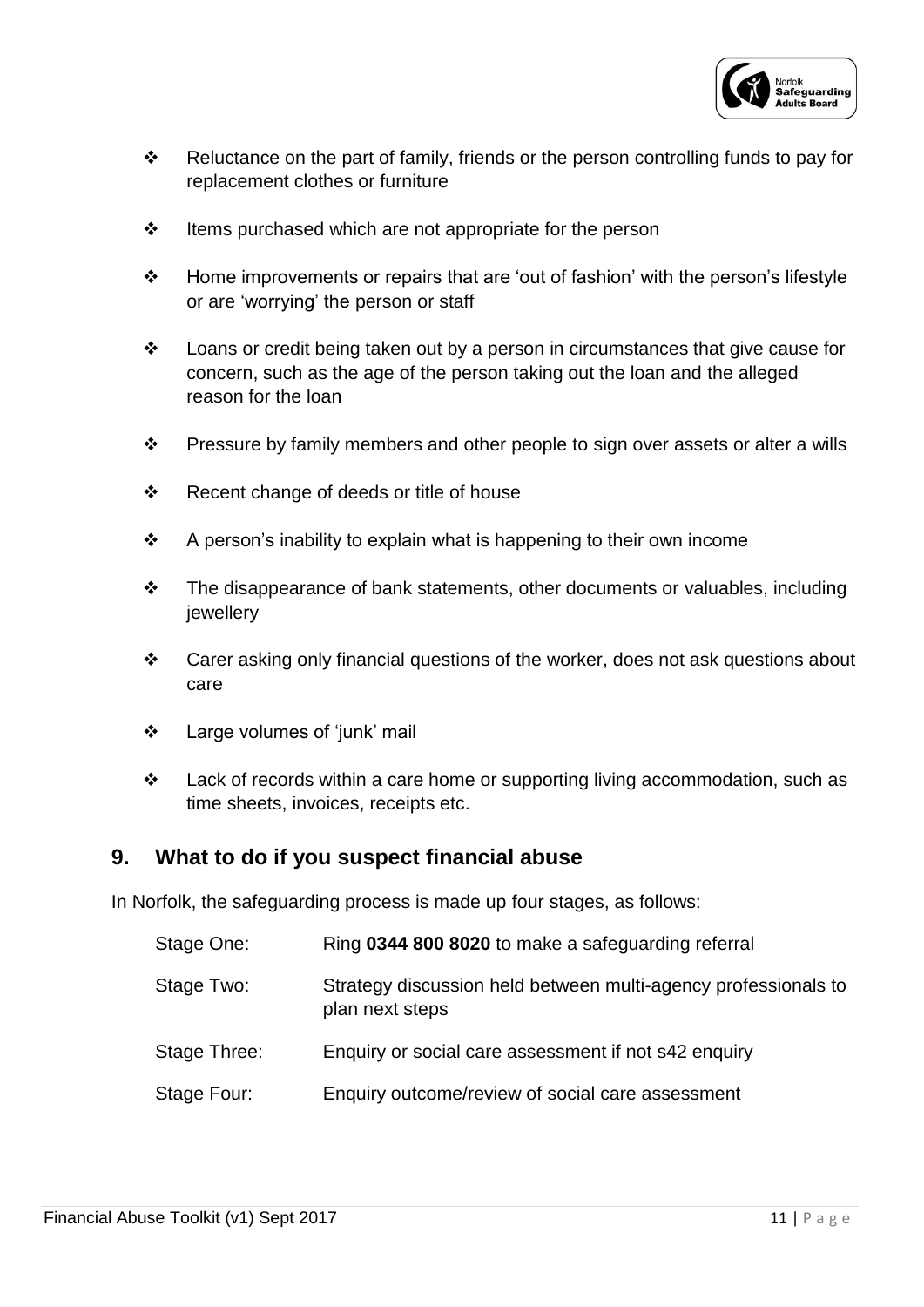- Reluctance on the part of family, friends or the person controlling funds to pay for replacement clothes or furniture
- Items purchased which are not appropriate for the person
- Home improvements or repairs that are 'out of fashion' with the person's lifestyle or are 'worrying' the person or staff
- Loans or credit being taken out by a person in circumstances that give cause for concern, such as the age of the person taking out the loan and the alleged reason for the loan
- Pressure by family members and other people to sign over assets or alter a wills
- Recent change of deeds or title of house
- A person's inability to explain what is happening to their own income
- The disappearance of bank statements, other documents or valuables, including jewellery
- Carer asking only financial questions of the worker, does not ask questions about care
- Large volumes of 'junk' mail
- Lack of records within a care home or supporting living accommodation, such as time sheets, invoices, receipts etc.

## 9. What to do if you suspect financial abuse

In Norfolk, the safeguarding process is made up four stages, as follows:

| | |
|---|---|
| Stage One: | Ring **0344 800 8020** to make a safeguarding referral |
| Stage Two: | Strategy discussion held between multi-agency professionals to plan next steps |
| Stage Three: | Enquiry or social care assessment if not s42 enquiry |
| Stage Four: | Enquiry outcome/review of social care assessment |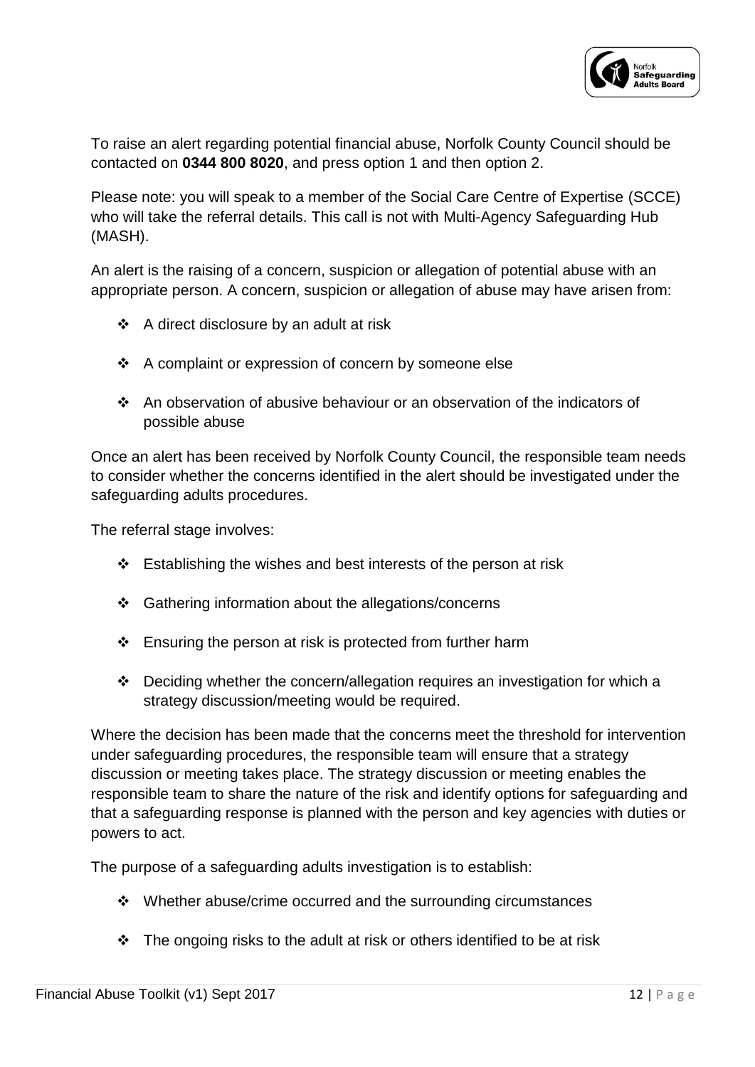To raise an alert regarding potential financial abuse, Norfolk County Council should be contacted on **0344 800 8020**, and press option 1 and then option 2.

Please note: you will speak to a member of the Social Care Centre of Expertise (SCCE) who will take the referral details. This call is not with Multi-Agency Safeguarding Hub (MASH).

An alert is the raising of a concern, suspicion or allegation of potential abuse with an appropriate person. A concern, suspicion or allegation of abuse may have arisen from:

- A direct disclosure by an adult at risk
- A complaint or expression of concern by someone else
- An observation of abusive behaviour or an observation of the indicators of possible abuse

Once an alert has been received by Norfolk County Council, the responsible team needs to consider whether the concerns identified in the alert should be investigated under the safeguarding adults procedures.

The referral stage involves:

- Establishing the wishes and best interests of the person at risk
- Gathering information about the allegations/concerns
- Ensuring the person at risk is protected from further harm
- Deciding whether the concern/allegation requires an investigation for which a strategy discussion/meeting would be required.

Where the decision has been made that the concerns meet the threshold for intervention under safeguarding procedures, the responsible team will ensure that a strategy discussion or meeting takes place. The strategy discussion or meeting enables the responsible team to share the nature of the risk and identify options for safeguarding and that a safeguarding response is planned with the person and key agencies with duties or powers to act.

The purpose of a safeguarding adults investigation is to establish:

- Whether abuse/crime occurred and the surrounding circumstances
- The ongoing risks to the adult at risk or others identified to be at risk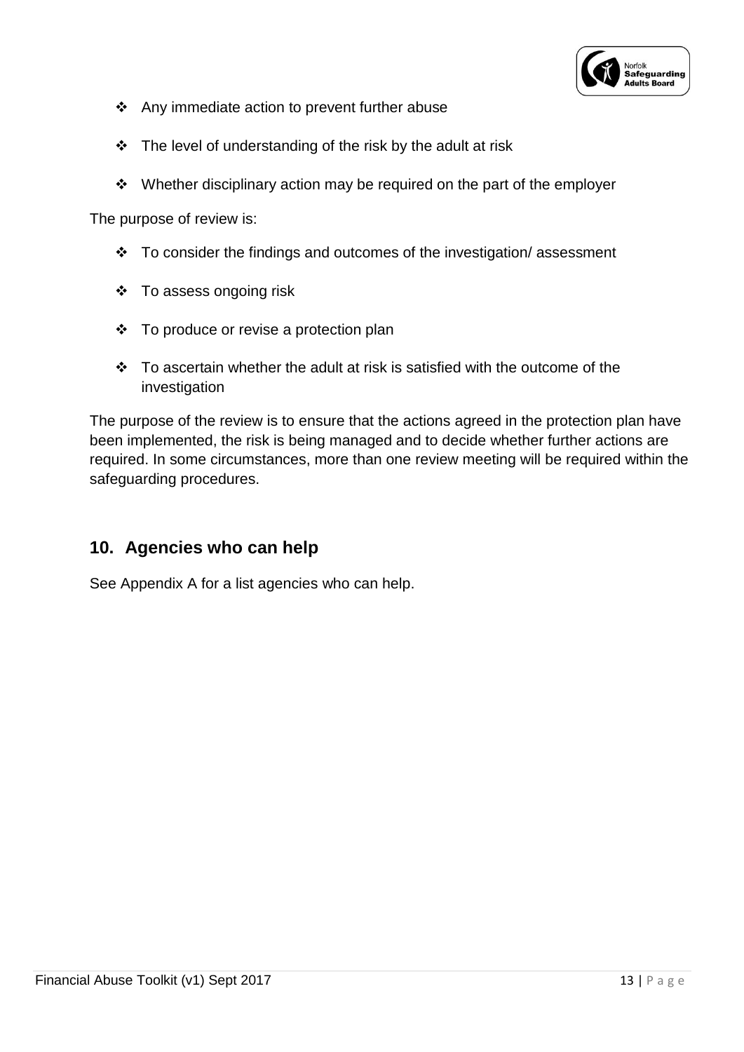- Any immediate action to prevent further abuse
- The level of understanding of the risk by the adult at risk
- Whether disciplinary action may be required on the part of the employer

The purpose of review is:

- To consider the findings and outcomes of the investigation/ assessment
- To assess ongoing risk
- To produce or revise a protection plan
- To ascertain whether the adult at risk is satisfied with the outcome of the investigation

The purpose of the review is to ensure that the actions agreed in the protection plan have been implemented, the risk is being managed and to decide whether further actions are required. In some circumstances, more than one review meeting will be required within the safeguarding procedures.

## 10. Agencies who can help

See Appendix A for a list agencies who can help.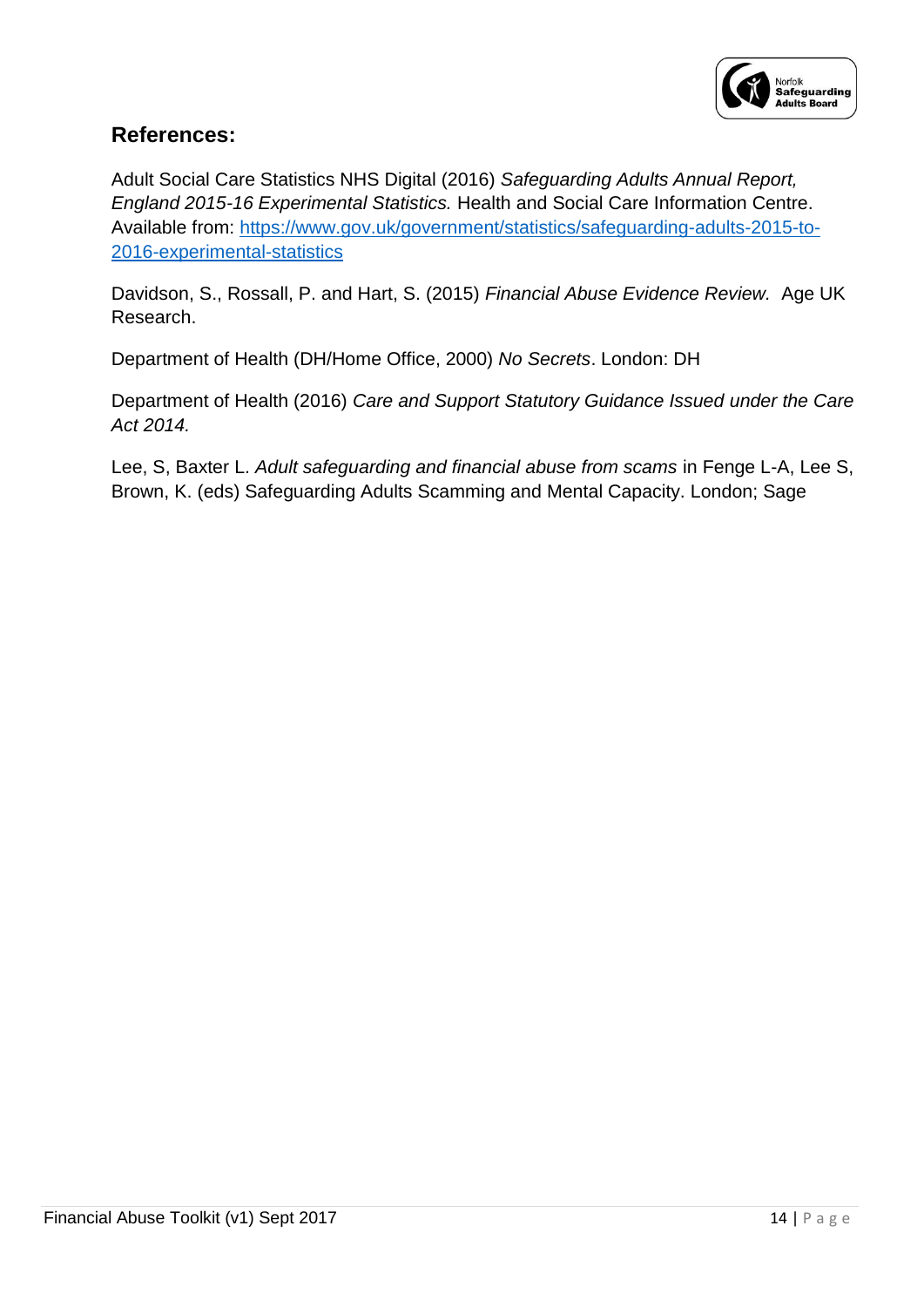## References:

Adult Social Care Statistics NHS Digital (2016) *Safeguarding Adults Annual Report, England 2015-16 Experimental Statistics.* Health and Social Care Information Centre. Available from: [https://www.gov.uk/government/statistics/safeguarding-adults-2015-to-2016-experimental-statistics](https://www.gov.uk/government/statistics/safeguarding-adults-2015-to-2016-experimental-statistics)

Davidson, S., Rossall, P. and Hart, S. (2015) *Financial Abuse Evidence Review.* Age UK Research.

Department of Health (DH/Home Office, 2000) *No Secrets*. London: DH

Department of Health (2016) *Care and Support Statutory Guidance Issued under the Care Act 2014.*

Lee, S, Baxter L. *Adult safeguarding and financial abuse from scams* in Fenge L-A, Lee S, Brown, K. (eds) Safeguarding Adults Scamming and Mental Capacity. London; Sage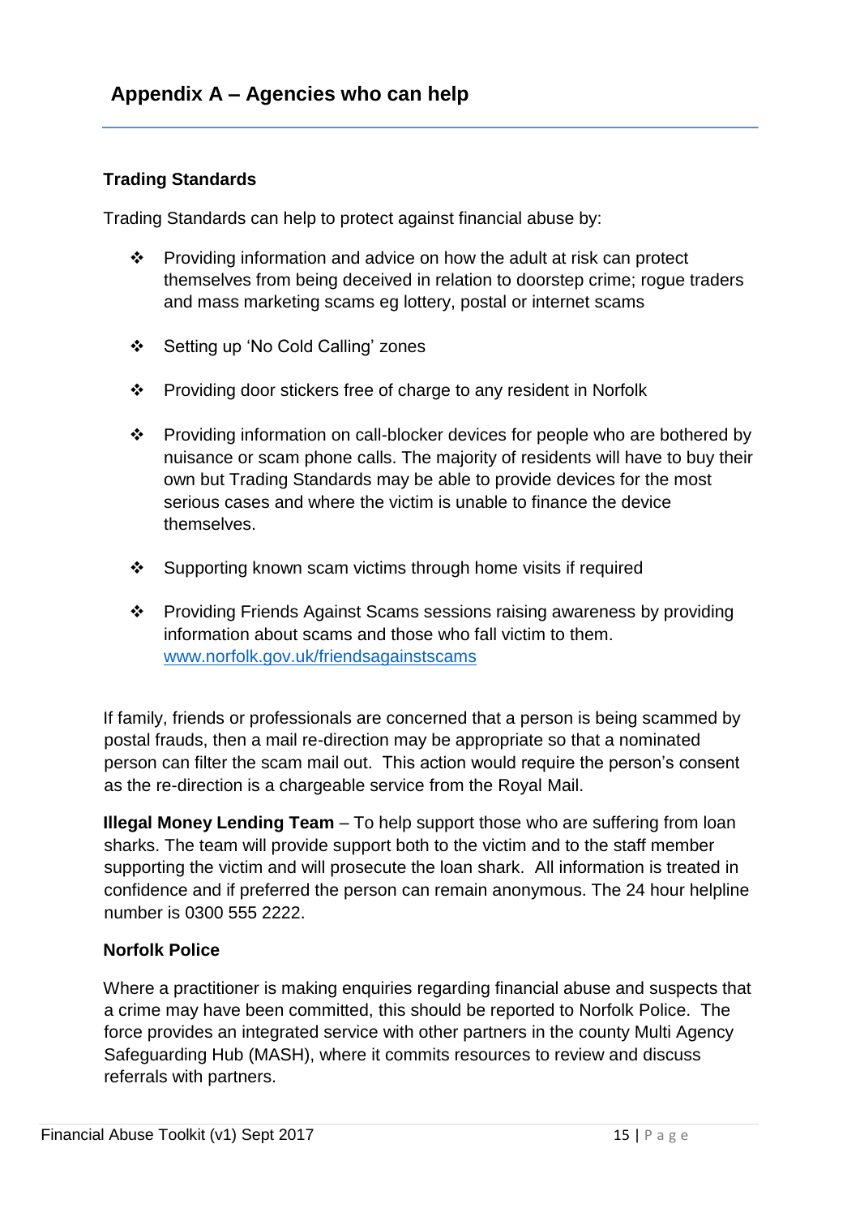## Appendix A – Agencies who can help

### Trading Standards

Trading Standards can help to protect against financial abuse by:

- Providing information and advice on how the adult at risk can protect themselves from being deceived in relation to doorstep crime; rogue traders and mass marketing scams eg lottery, postal or internet scams
- Setting up 'No Cold Calling' zones
- Providing door stickers free of charge to any resident in Norfolk
- Providing information on call-blocker devices for people who are bothered by nuisance or scam phone calls. The majority of residents will have to buy their own but Trading Standards may be able to provide devices for the most serious cases and where the victim is unable to finance the device themselves.
- Supporting known scam victims through home visits if required
- Providing Friends Against Scams sessions raising awareness by providing information about scams and those who fall victim to them. [www.norfolk.gov.uk/friendsagainstscams](www.norfolk.gov.uk/friendsagainstscams)

If family, friends or professionals are concerned that a person is being scammed by postal frauds, then a mail re-direction may be appropriate so that a nominated person can filter the scam mail out. This action would require the person's consent as the re-direction is a chargeable service from the Royal Mail.

**Illegal Money Lending Team** – To help support those who are suffering from loan sharks. The team will provide support both to the victim and to the staff member supporting the victim and will prosecute the loan shark. All information is treated in confidence and if preferred the person can remain anonymous. The 24 hour helpline number is 0300 555 2222.

### Norfolk Police

Where a practitioner is making enquiries regarding financial abuse and suspects that a crime may have been committed, this should be reported to Norfolk Police. The force provides an integrated service with other partners in the county Multi Agency Safeguarding Hub (MASH), where it commits resources to review and discuss referrals with partners.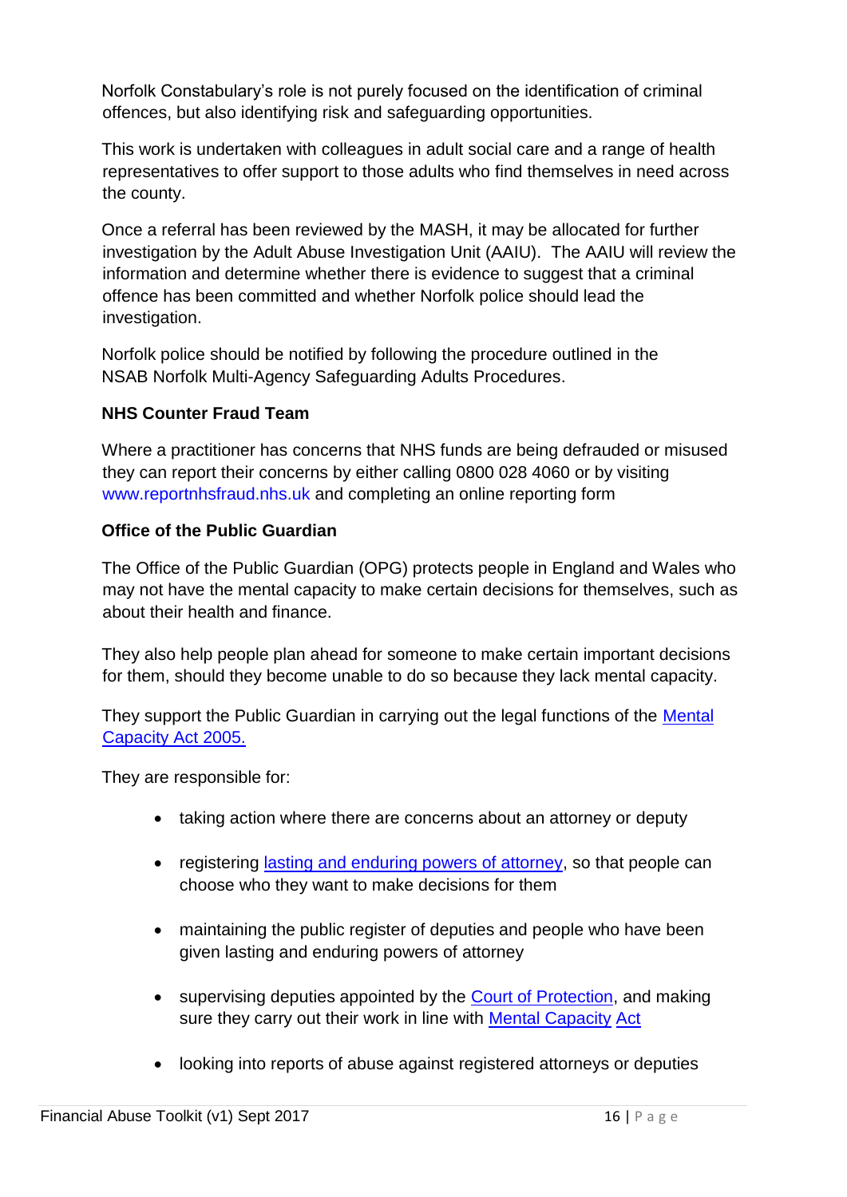Norfolk Constabulary's role is not purely focused on the identification of criminal offences, but also identifying risk and safeguarding opportunities.

This work is undertaken with colleagues in adult social care and a range of health representatives to offer support to those adults who find themselves in need across the county.

Once a referral has been reviewed by the MASH, it may be allocated for further investigation by the Adult Abuse Investigation Unit (AAIU). The AAIU will review the information and determine whether there is evidence to suggest that a criminal offence has been committed and whether Norfolk police should lead the investigation.

Norfolk police should be notified by following the procedure outlined in the NSAB Norfolk Multi-Agency Safeguarding Adults Procedures.

**NHS Counter Fraud Team**

Where a practitioner has concerns that NHS funds are being defrauded or misused they can report their concerns by either calling 0800 028 4060 or by visiting www.reportnhsfraud.nhs.uk and completing an online reporting form

**Office of the Public Guardian**

The Office of the Public Guardian (OPG) protects people in England and Wales who may not have the mental capacity to make certain decisions for themselves, such as about their health and finance.

They also help people plan ahead for someone to make certain important decisions for them, should they become unable to do so because they lack mental capacity.

They support the Public Guardian in carrying out the legal functions of the Mental Capacity Act 2005.

They are responsible for:

- taking action where there are concerns about an attorney or deputy
- registering lasting and enduring powers of attorney, so that people can choose who they want to make decisions for them
- maintaining the public register of deputies and people who have been given lasting and enduring powers of attorney
- supervising deputies appointed by the Court of Protection, and making sure they carry out their work in line with Mental Capacity Act
- looking into reports of abuse against registered attorneys or deputies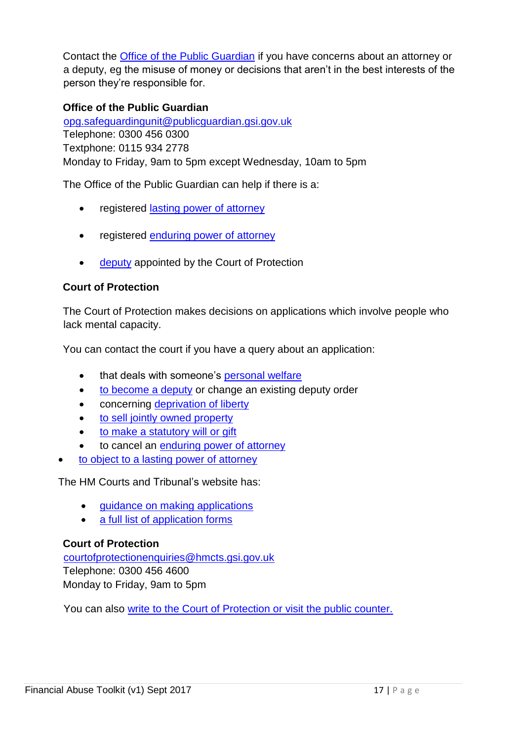Contact the Office of the Public Guardian if you have concerns about an attorney or a deputy, eg the misuse of money or decisions that aren't in the best interests of the person they're responsible for.

**Office of the Public Guardian**
opg.safeguardingunit@publicguardian.gsi.gov.uk
Telephone: 0300 456 0300
Textphone: 0115 934 2778
Monday to Friday, 9am to 5pm except Wednesday, 10am to 5pm

The Office of the Public Guardian can help if there is a:

- registered lasting power of attorney
- registered enduring power of attorney
- deputy appointed by the Court of Protection

**Court of Protection**

The Court of Protection makes decisions on applications which involve people who lack mental capacity.

You can contact the court if you have a query about an application:

- that deals with someone's personal welfare
- to become a deputy or change an existing deputy order
- concerning deprivation of liberty
- to sell jointly owned property
- to make a statutory will or gift
- to cancel an enduring power of attorney
- to object to a lasting power of attorney

The HM Courts and Tribunal's website has:

- guidance on making applications
- a full list of application forms

**Court of Protection**
courtofprotectionenquiries@hmcts.gsi.gov.uk
Telephone: 0300 456 4600
Monday to Friday, 9am to 5pm

You can also write to the Court of Protection or visit the public counter.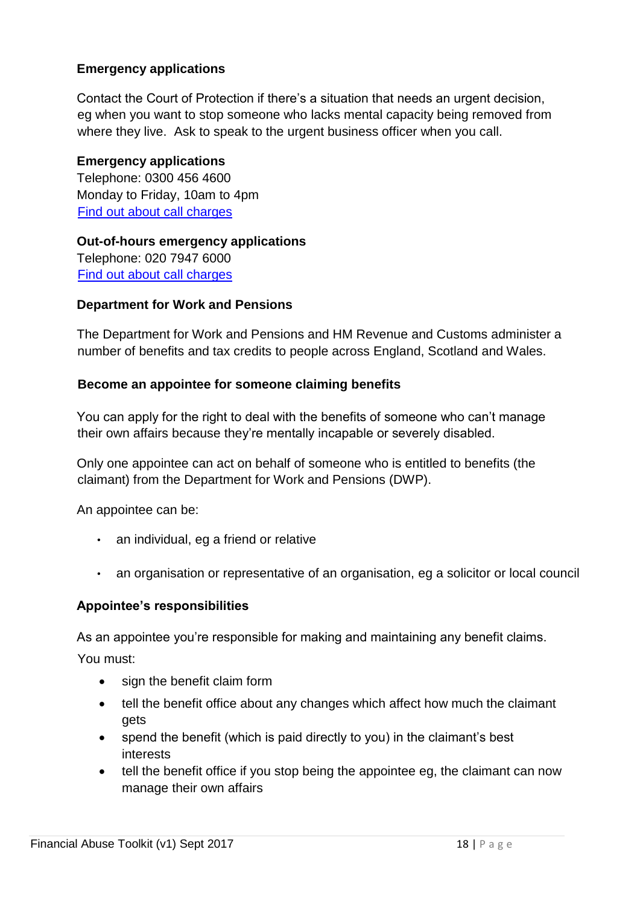**Emergency applications**

Contact the Court of Protection if there's a situation that needs an urgent decision, eg when you want to stop someone who lacks mental capacity being removed from where they live. Ask to speak to the urgent business officer when you call.

**Emergency applications**
Telephone: 0300 456 4600
Monday to Friday, 10am to 4pm
Find out about call charges

**Out-of-hours emergency applications**
Telephone: 020 7947 6000
Find out about call charges

**Department for Work and Pensions**

The Department for Work and Pensions and HM Revenue and Customs administer a number of benefits and tax credits to people across England, Scotland and Wales.

**Become an appointee for someone claiming benefits**

You can apply for the right to deal with the benefits of someone who can't manage their own affairs because they're mentally incapable or severely disabled.

Only one appointee can act on behalf of someone who is entitled to benefits (the claimant) from the Department for Work and Pensions (DWP).

An appointee can be:

- an individual, eg a friend or relative
- an organisation or representative of an organisation, eg a solicitor or local council

**Appointee's responsibilities**

As an appointee you're responsible for making and maintaining any benefit claims. You must:

- sign the benefit claim form
- tell the benefit office about any changes which affect how much the claimant gets
- spend the benefit (which is paid directly to you) in the claimant's best interests
- tell the benefit office if you stop being the appointee eg, the claimant can now manage their own affairs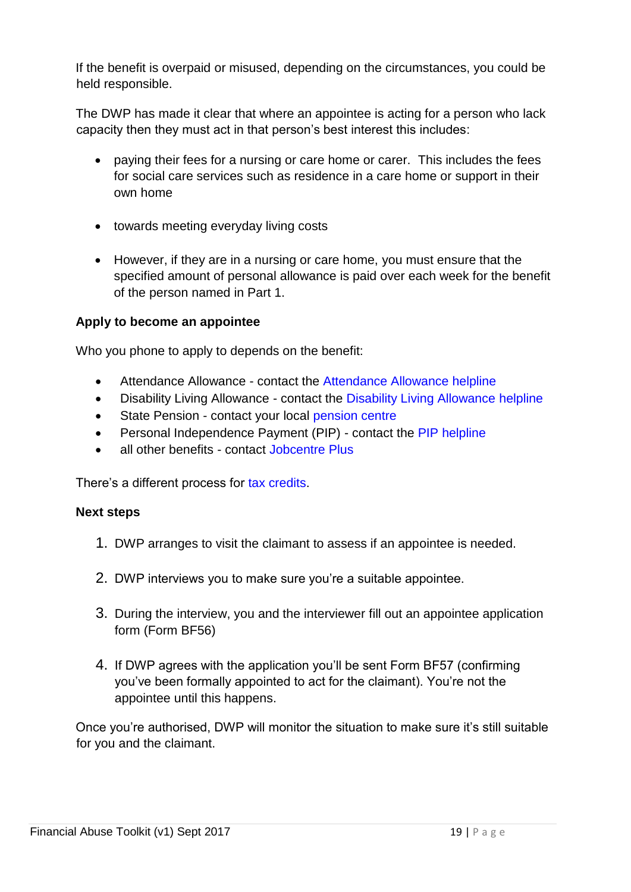If the benefit is overpaid or misused, depending on the circumstances, you could be held responsible.

The DWP has made it clear that where an appointee is acting for a person who lack capacity then they must act in that person's best interest this includes:

- paying their fees for a nursing or care home or carer. This includes the fees for social care services such as residence in a care home or support in their own home
- towards meeting everyday living costs
- However, if they are in a nursing or care home, you must ensure that the specified amount of personal allowance is paid over each week for the benefit of the person named in Part 1.

**Apply to become an appointee**

Who you phone to apply to depends on the benefit:

- Attendance Allowance - contact the Attendance Allowance helpline
- Disability Living Allowance - contact the Disability Living Allowance helpline
- State Pension - contact your local pension centre
- Personal Independence Payment (PIP) - contact the PIP helpline
- all other benefits - contact Jobcentre Plus

There's a different process for tax credits.

**Next steps**

1. DWP arranges to visit the claimant to assess if an appointee is needed.
2. DWP interviews you to make sure you're a suitable appointee.
3. During the interview, you and the interviewer fill out an appointee application form (Form BF56)
4. If DWP agrees with the application you'll be sent Form BF57 (confirming you've been formally appointed to act for the claimant). You're not the appointee until this happens.

Once you're authorised, DWP will monitor the situation to make sure it's still suitable for you and the claimant.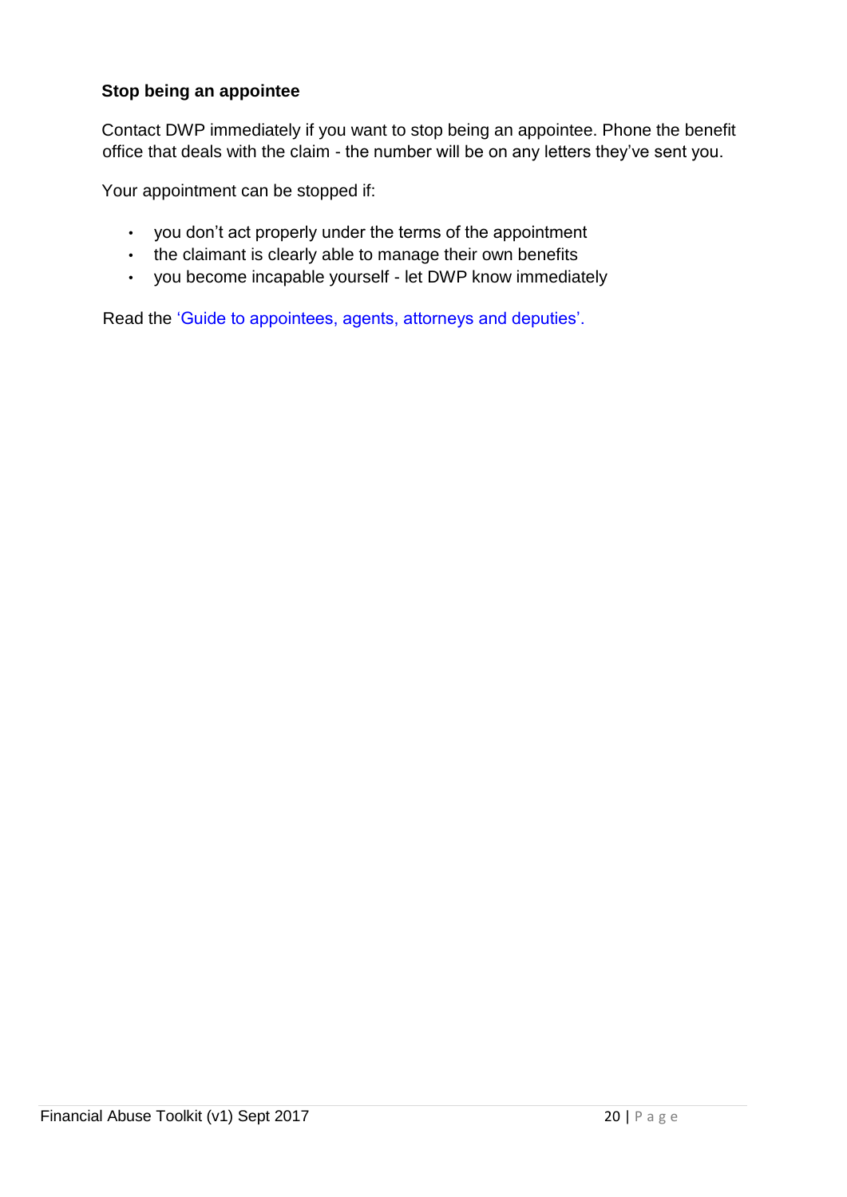### Stop being an appointee

Contact DWP immediately if you want to stop being an appointee. Phone the benefit office that deals with the claim - the number will be on any letters they've sent you.

Your appointment can be stopped if:

- you don't act properly under the terms of the appointment
- the claimant is clearly able to manage their own benefits
- you become incapable yourself - let DWP know immediately

Read the 'Guide to appointees, agents, attorneys and deputies'.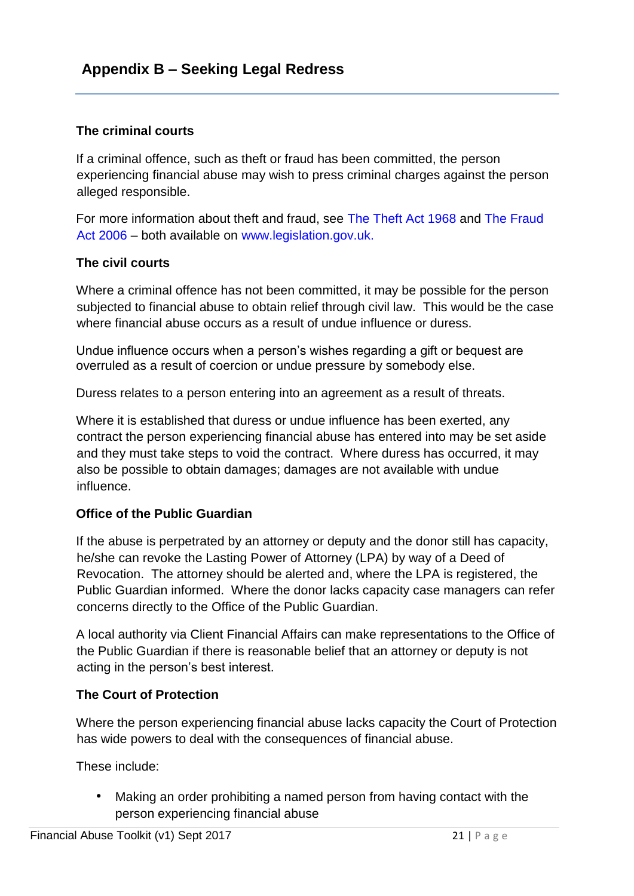## Appendix B – Seeking Legal Redress

**The criminal courts**

If a criminal offence, such as theft or fraud has been committed, the person experiencing financial abuse may wish to press criminal charges against the person alleged responsible.

For more information about theft and fraud, see The Theft Act 1968 and The Fraud Act 2006 – both available on www.legislation.gov.uk.

**The civil courts**

Where a criminal offence has not been committed, it may be possible for the person subjected to financial abuse to obtain relief through civil law. This would be the case where financial abuse occurs as a result of undue influence or duress.

Undue influence occurs when a person's wishes regarding a gift or bequest are overruled as a result of coercion or undue pressure by somebody else.

Duress relates to a person entering into an agreement as a result of threats.

Where it is established that duress or undue influence has been exerted, any contract the person experiencing financial abuse has entered into may be set aside and they must take steps to void the contract. Where duress has occurred, it may also be possible to obtain damages; damages are not available with undue influence.

**Office of the Public Guardian**

If the abuse is perpetrated by an attorney or deputy and the donor still has capacity, he/she can revoke the Lasting Power of Attorney (LPA) by way of a Deed of Revocation. The attorney should be alerted and, where the LPA is registered, the Public Guardian informed. Where the donor lacks capacity case managers can refer concerns directly to the Office of the Public Guardian.

A local authority via Client Financial Affairs can make representations to the Office of the Public Guardian if there is reasonable belief that an attorney or deputy is not acting in the person's best interest.

**The Court of Protection**

Where the person experiencing financial abuse lacks capacity the Court of Protection has wide powers to deal with the consequences of financial abuse.

These include:

- Making an order prohibiting a named person from having contact with the person experiencing financial abuse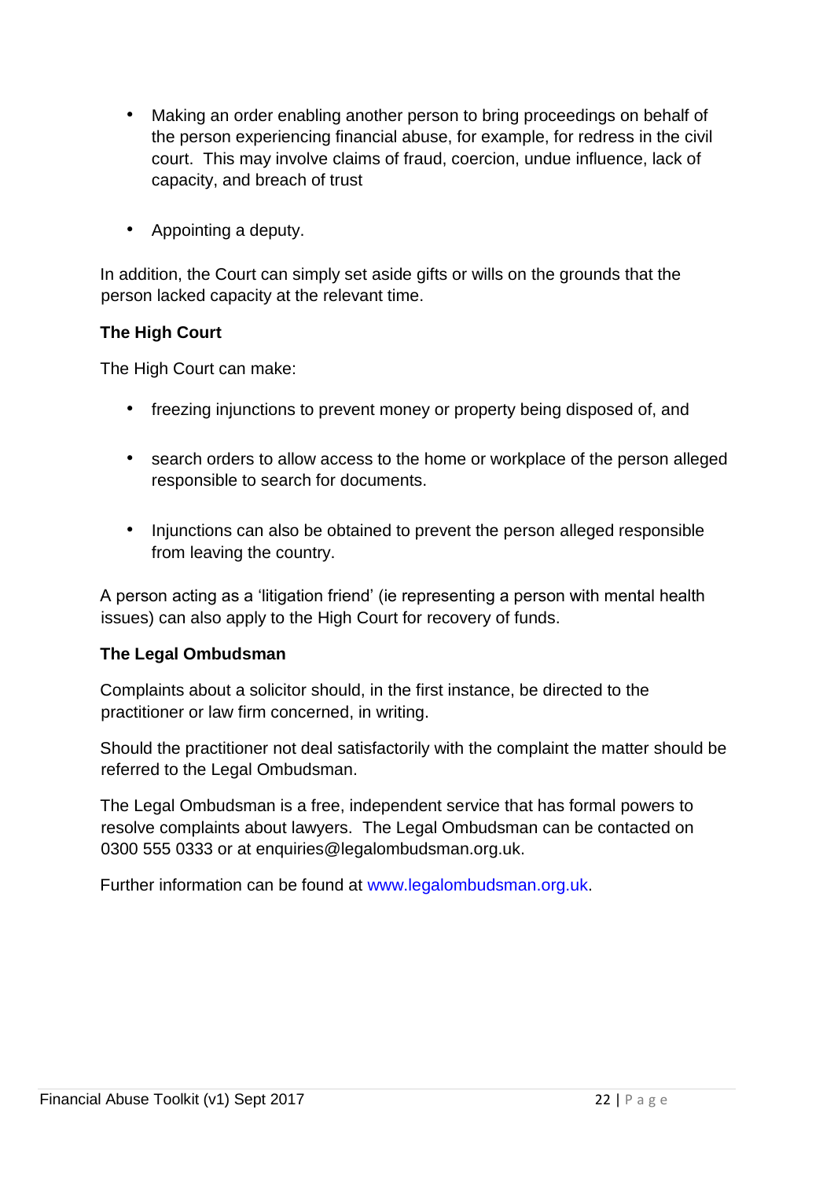- Making an order enabling another person to bring proceedings on behalf of the person experiencing financial abuse, for example, for redress in the civil court. This may involve claims of fraud, coercion, undue influence, lack of capacity, and breach of trust

- Appointing a deputy.

In addition, the Court can simply set aside gifts or wills on the grounds that the person lacked capacity at the relevant time.

**The High Court**

The High Court can make:

- freezing injunctions to prevent money or property being disposed of, and

- search orders to allow access to the home or workplace of the person alleged responsible to search for documents.

- Injunctions can also be obtained to prevent the person alleged responsible from leaving the country.

A person acting as a 'litigation friend' (ie representing a person with mental health issues) can also apply to the High Court for recovery of funds.

**The Legal Ombudsman**

Complaints about a solicitor should, in the first instance, be directed to the practitioner or law firm concerned, in writing.

Should the practitioner not deal satisfactorily with the complaint the matter should be referred to the Legal Ombudsman.

The Legal Ombudsman is a free, independent service that has formal powers to resolve complaints about lawyers. The Legal Ombudsman can be contacted on 0300 555 0333 or at enquiries@legalombudsman.org.uk.

Further information can be found at www.legalombudsman.org.uk.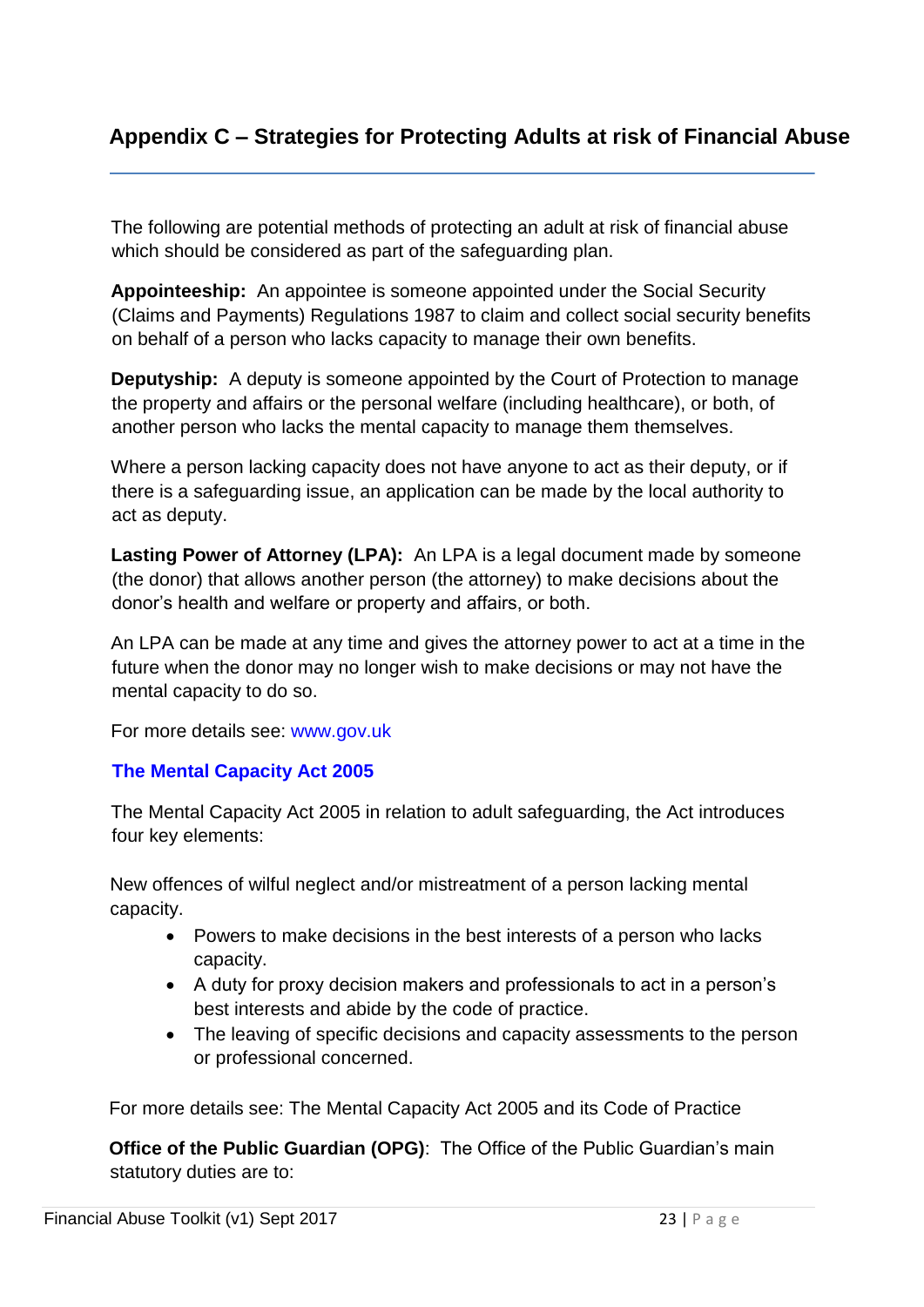## Appendix C – Strategies for Protecting Adults at risk of Financial Abuse

The following are potential methods of protecting an adult at risk of financial abuse which should be considered as part of the safeguarding plan.

**Appointeeship:** An appointee is someone appointed under the Social Security (Claims and Payments) Regulations 1987 to claim and collect social security benefits on behalf of a person who lacks capacity to manage their own benefits.

**Deputyship:** A deputy is someone appointed by the Court of Protection to manage the property and affairs or the personal welfare (including healthcare), or both, of another person who lacks the mental capacity to manage them themselves.

Where a person lacking capacity does not have anyone to act as their deputy, or if there is a safeguarding issue, an application can be made by the local authority to act as deputy.

**Lasting Power of Attorney (LPA):** An LPA is a legal document made by someone (the donor) that allows another person (the attorney) to make decisions about the donor's health and welfare or property and affairs, or both.

An LPA can be made at any time and gives the attorney power to act at a time in the future when the donor may no longer wish to make decisions or may not have the mental capacity to do so.

For more details see: www.gov.uk

**The Mental Capacity Act 2005**

The Mental Capacity Act 2005 in relation to adult safeguarding, the Act introduces four key elements:

New offences of wilful neglect and/or mistreatment of a person lacking mental capacity.

- Powers to make decisions in the best interests of a person who lacks capacity.
- A duty for proxy decision makers and professionals to act in a person's best interests and abide by the code of practice.
- The leaving of specific decisions and capacity assessments to the person or professional concerned.

For more details see: The Mental Capacity Act 2005 and its Code of Practice

**Office of the Public Guardian (OPG)**: The Office of the Public Guardian's main statutory duties are to: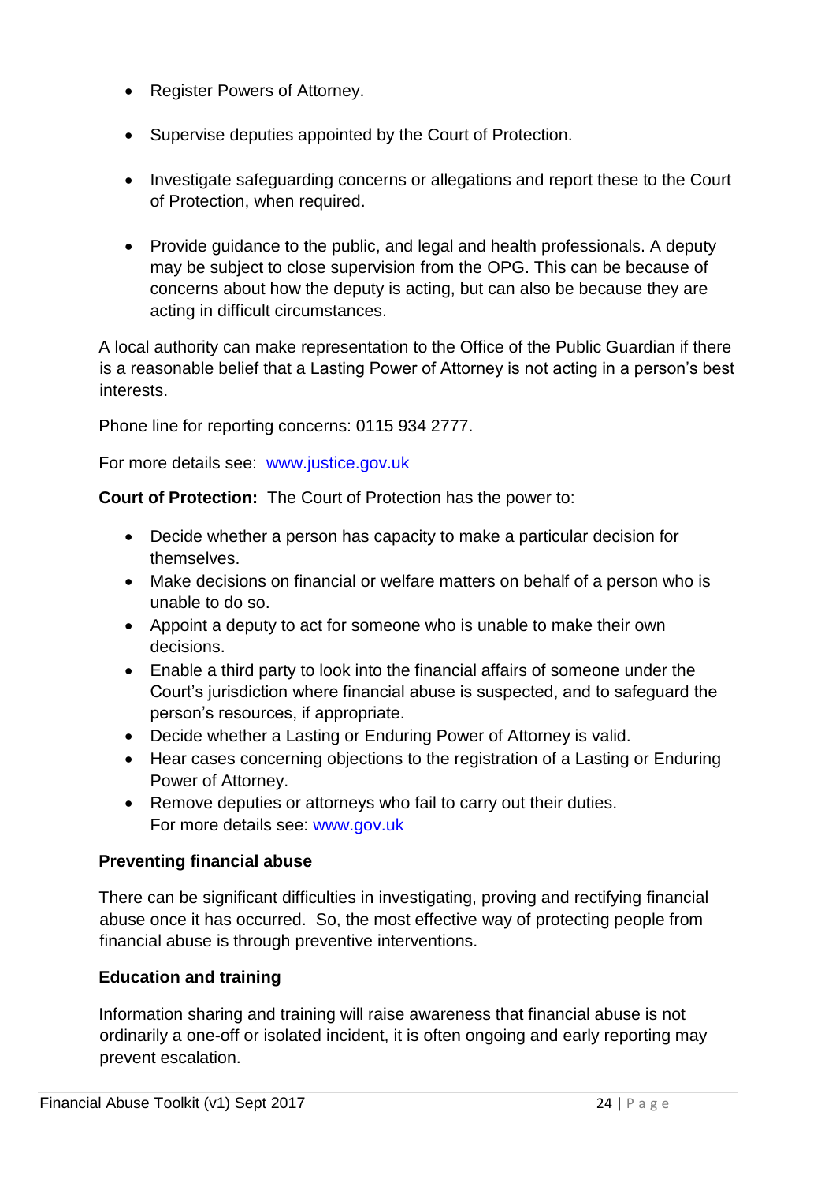- Register Powers of Attorney.
- Supervise deputies appointed by the Court of Protection.
- Investigate safeguarding concerns or allegations and report these to the Court of Protection, when required.
- Provide guidance to the public, and legal and health professionals. A deputy may be subject to close supervision from the OPG. This can be because of concerns about how the deputy is acting, but can also be because they are acting in difficult circumstances.

A local authority can make representation to the Office of the Public Guardian if there is a reasonable belief that a Lasting Power of Attorney is not acting in a person's best interests.

Phone line for reporting concerns: 0115 934 2777.

For more details see: www.justice.gov.uk

**Court of Protection:** The Court of Protection has the power to:

- Decide whether a person has capacity to make a particular decision for themselves.
- Make decisions on financial or welfare matters on behalf of a person who is unable to do so.
- Appoint a deputy to act for someone who is unable to make their own decisions.
- Enable a third party to look into the financial affairs of someone under the Court's jurisdiction where financial abuse is suspected, and to safeguard the person's resources, if appropriate.
- Decide whether a Lasting or Enduring Power of Attorney is valid.
- Hear cases concerning objections to the registration of a Lasting or Enduring Power of Attorney.
- Remove deputies or attorneys who fail to carry out their duties.
  For more details see: www.gov.uk

### Preventing financial abuse

There can be significant difficulties in investigating, proving and rectifying financial abuse once it has occurred. So, the most effective way of protecting people from financial abuse is through preventive interventions.

### Education and training

Information sharing and training will raise awareness that financial abuse is not ordinarily a one-off or isolated incident, it is often ongoing and early reporting may prevent escalation.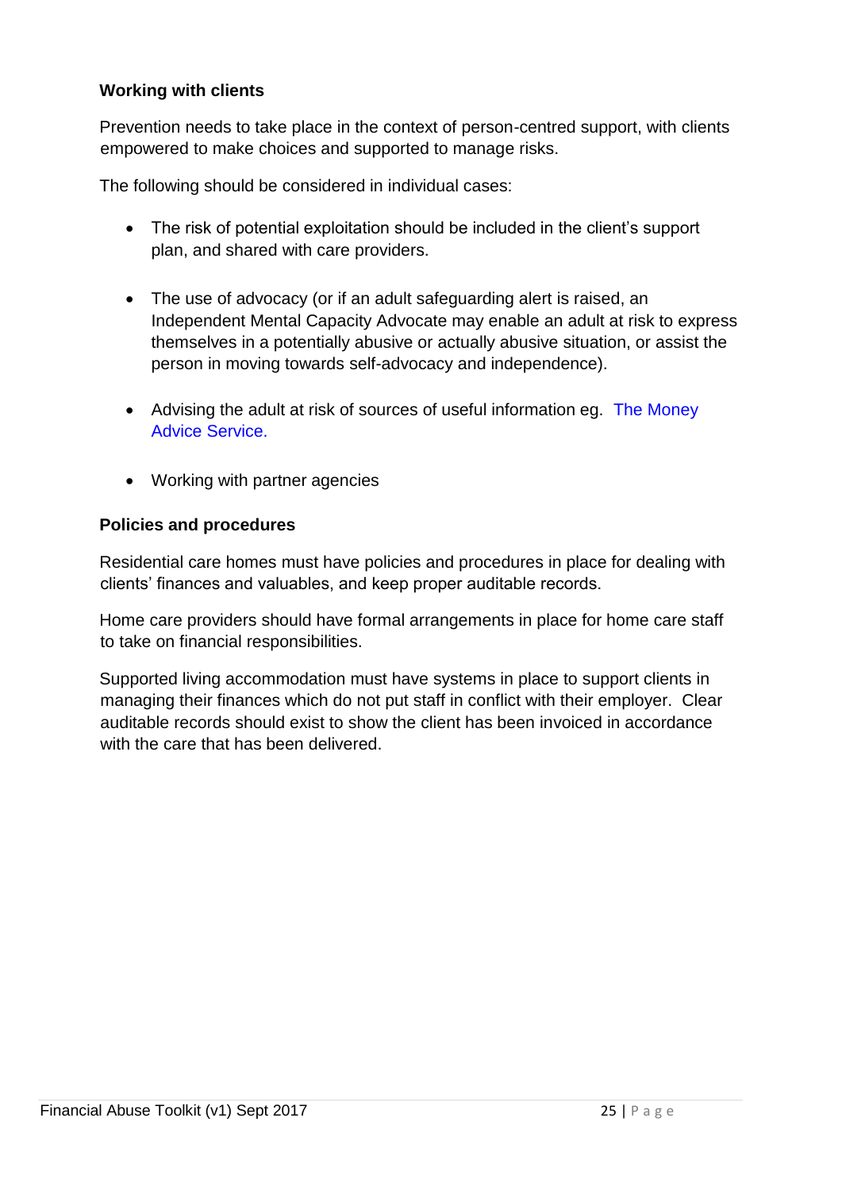**Working with clients**

Prevention needs to take place in the context of person-centred support, with clients empowered to make choices and supported to manage risks.

The following should be considered in individual cases:

- The risk of potential exploitation should be included in the client's support plan, and shared with care providers.
- The use of advocacy (or if an adult safeguarding alert is raised, an Independent Mental Capacity Advocate may enable an adult at risk to express themselves in a potentially abusive or actually abusive situation, or assist the person in moving towards self-advocacy and independence).
- Advising the adult at risk of sources of useful information eg. The Money Advice Service.
- Working with partner agencies

**Policies and procedures**

Residential care homes must have policies and procedures in place for dealing with clients' finances and valuables, and keep proper auditable records.

Home care providers should have formal arrangements in place for home care staff to take on financial responsibilities.

Supported living accommodation must have systems in place to support clients in managing their finances which do not put staff in conflict with their employer. Clear auditable records should exist to show the client has been invoiced in accordance with the care that has been delivered.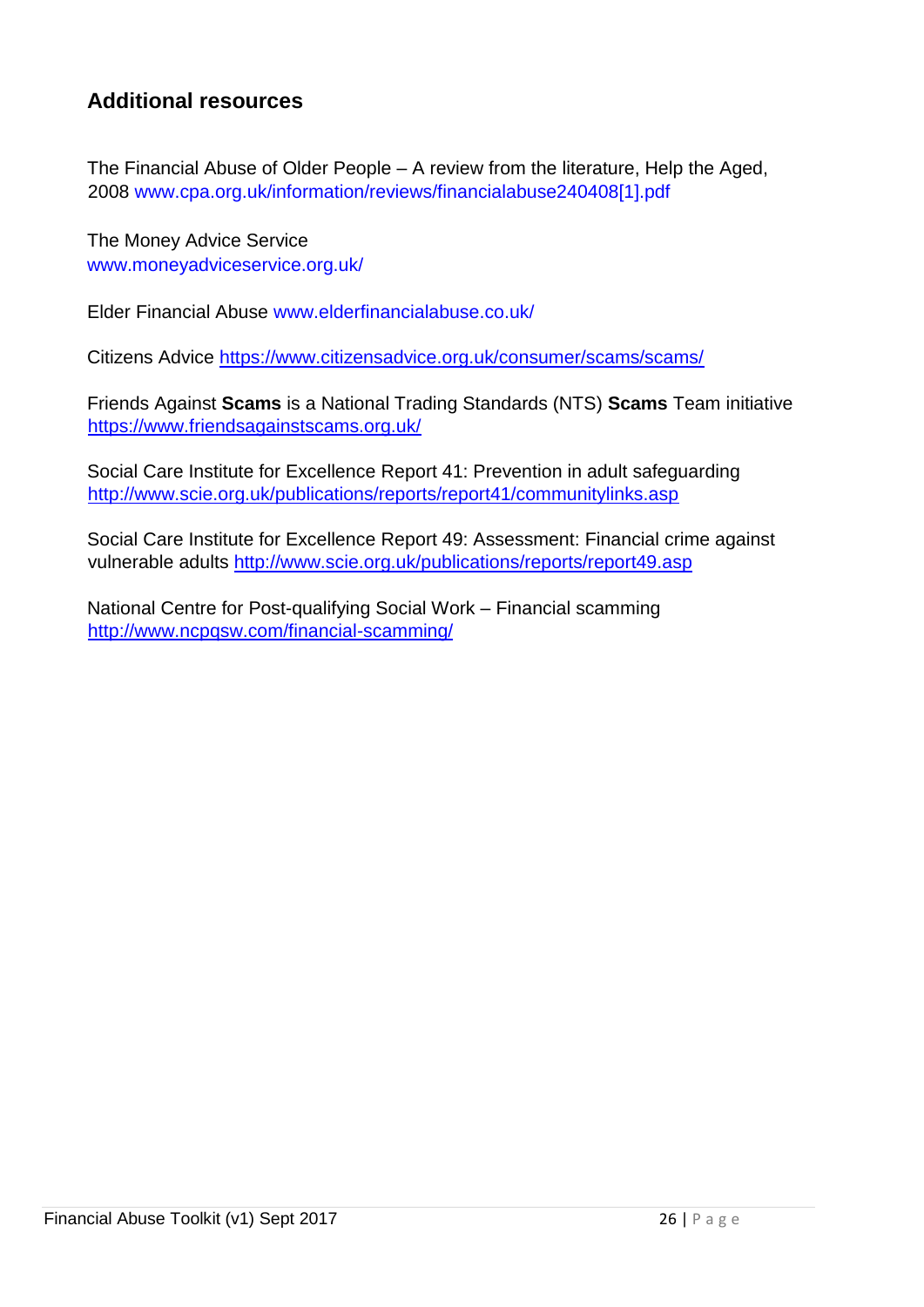## Additional resources

The Financial Abuse of Older People – A review from the literature, Help the Aged, 2008 www.cpa.org.uk/information/reviews/financialabuse240408[1].pdf

The Money Advice Service
www.moneyadviceservice.org.uk/

Elder Financial Abuse www.elderfinancialabuse.co.uk/

Citizens Advice https://www.citizensadvice.org.uk/consumer/scams/scams/

Friends Against **Scams** is a National Trading Standards (NTS) **Scams** Team initiative https://www.friendsagainstscams.org.uk/

Social Care Institute for Excellence Report 41: Prevention in adult safeguarding http://www.scie.org.uk/publications/reports/report41/communitylinks.asp

Social Care Institute for Excellence Report 49: Assessment: Financial crime against vulnerable adults http://www.scie.org.uk/publications/reports/report49.asp

National Centre for Post-qualifying Social Work – Financial scamming http://www.ncpqsw.com/financial-scamming/